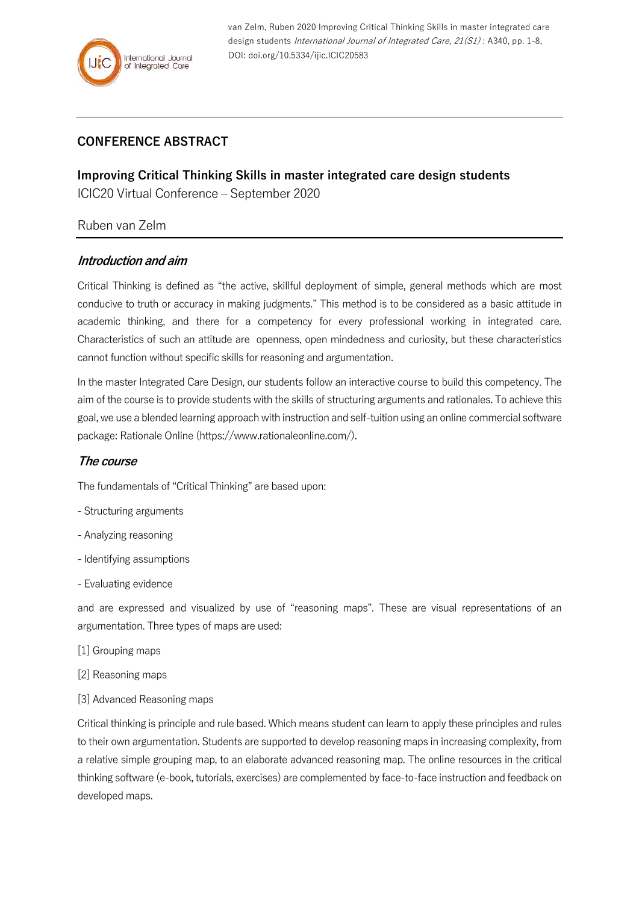## CONFERENCE ABSTRACT

# Improving Critical Thinking Skills in master integrated care design students

ICIC20 Virtual Conference – September 2020

Ruben van Zelm

### *Introduction and aim*

Critical Thinking is defined as "the active, skillful deployment of simple, general methods which are most conducive to truth or accuracy in making judgments." This method is to be considered as a basic attitude in academic thinking, and there for a competency for every professional working in integrated care. Characteristics of such an attitude are openness, open mindedness and curiosity, but these characteristics cannot function without specific skills for reasoning and argumentation.

In the master Integrated Care Design, our students follow an interactive course to build this competency. The aim of the course is to provide students with the skills of structuring arguments and rationales. To achieve this goal, we use a blended learning approach with instruction and self-tuition using an online commercial software package: Rationale Online (https://www.rationaleonline.com/).

### *The course*

The fundamentals of "Critical Thinking" are based upon:

- Structuring arguments
- Analyzing reasoning
- Identifying assumptions
- Evaluating evidence

and are expressed and visualized by use of "reasoning maps". These are visual representations of an argumentation. Three types of maps are used:

[1] Grouping maps

[2] Reasoning maps

[3] Advanced Reasoning maps

Critical thinking is principle and rule based. Which means student can learn to apply these principles and rules to their own argumentation. Students are supported to develop reasoning maps in increasing complexity, from a relative simple grouping map, to an elaborate advanced reasoning map. The online resources in the critical thinking software (e-book, tutorials, exercises) are complemented by face-to-face instruction and feedback on developed maps.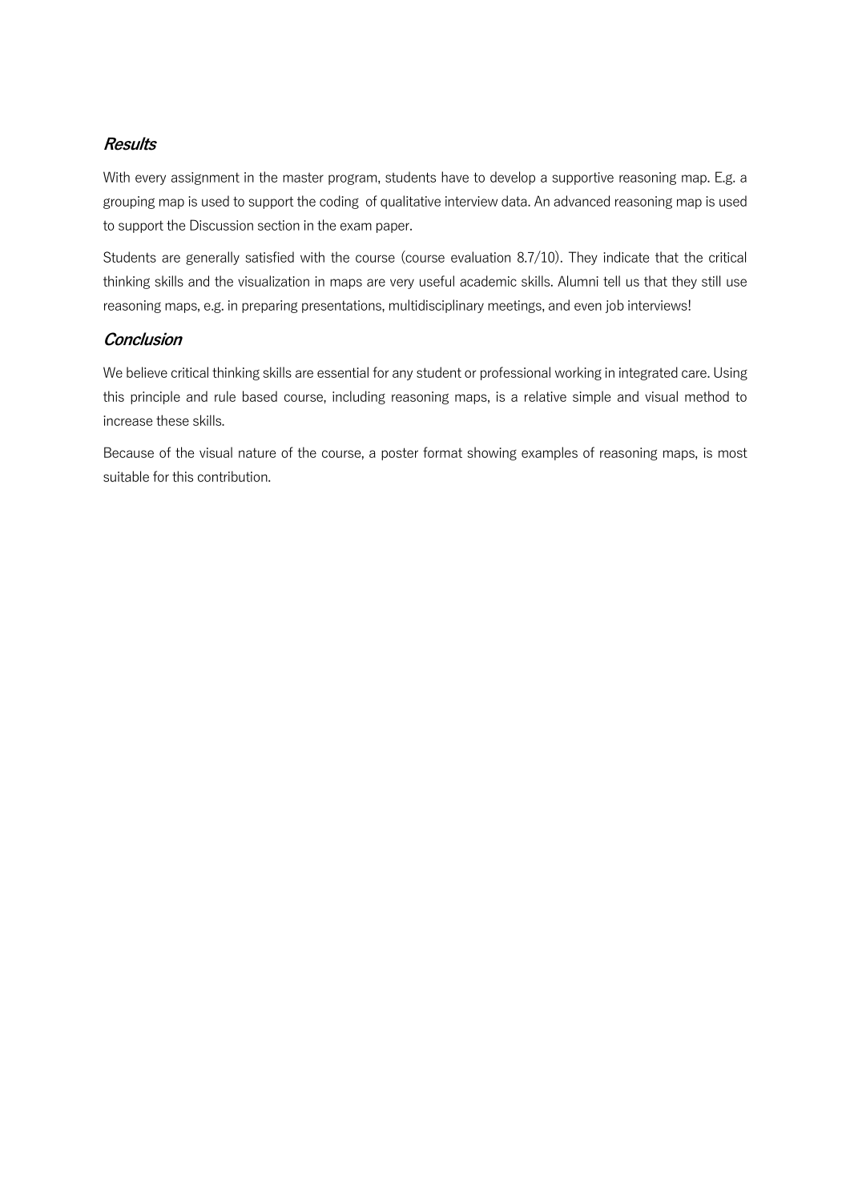### *Results*

With every assignment in the master program, students have to develop a supportive reasoning map. E.g. a grouping map is used to support the coding of qualitative interview data. An advanced reasoning map is used to support the Discussion section in the exam paper.

Students are generally satisfied with the course (course evaluation 8.7/10). They indicate that the critical thinking skills and the visualization in maps are very useful academic skills. Alumni tell us that they still use reasoning maps, e.g. in preparing presentations, multidisciplinary meetings, and even job interviews!

### *Conclusion*

We believe critical thinking skills are essential for any student or professional working in integrated care. Using this principle and rule based course, including reasoning maps, is a relative simple and visual method to increase these skills.

Because of the visual nature of the course, a poster format showing examples of reasoning maps, is most suitable for this contribution.